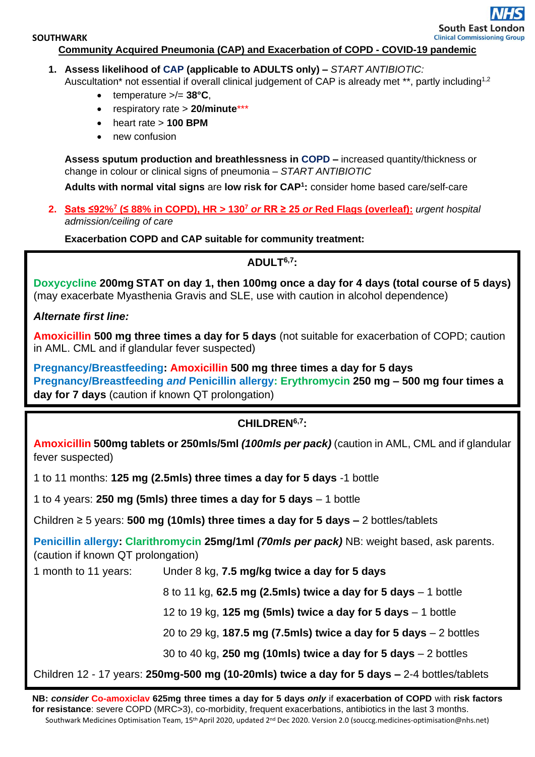SOUTHWARK

NHS South East London Clinical Commissioning Group

# Community Acquired Pneumonia (CAP) and Exacerbation of COPD - COVID-19 pandemic

1. **Assess likelihood of CAP (applicable to ADULTS only) –** *START ANTIBIOTIC:*
   Auscultation* not essential if overall clinical judgement of CAP is already met **, partly including[1,2]
   - temperature >/= **38°C**,
   - respiratory rate > **20/minute*****
   - heart rate > **100 BPM**
   - new confusion

   **Assess sputum production and breathlessness in COPD –** increased quantity/thickness or change in colour or clinical signs of pneumonia – *START ANTIBIOTIC*

   **Adults with normal vital signs** are **low risk for CAP[1]:** consider home based care/self-care

2. **Sats ≤92%[7] (≤ 88% in COPD), HR > 130[7] *or* RR ≥ 25 *or* Red Flags (overleaf):** *urgent hospital admission/ceiling of care*

   **Exacerbation COPD and CAP suitable for community treatment:**

## ADULT[6,7]:

**Doxycycline 200mg STAT on day 1, then 100mg once a day for 4 days (total course of 5 days)** (may exacerbate Myasthenia Gravis and SLE, use with caution in alcohol dependence)

***Alternate first line:***

**Amoxicillin 500 mg three times a day for 5 days** (not suitable for exacerbation of COPD; caution in AML. CML and if glandular fever suspected)

**Pregnancy/Breastfeeding: Amoxicillin 500 mg three times a day for 5 days**
**Pregnancy/Breastfeeding *and* Penicillin allergy: Erythromycin 250 mg – 500 mg four times a day for 7 days** (caution if known QT prolongation)

## CHILDREN[6,7]:

**Amoxicillin 500mg tablets or 250mls/5ml *(100mls per pack)*** (caution in AML, CML and if glandular fever suspected)

1 to 11 months: **125 mg (2.5mls) three times a day for 5 days** -1 bottle

1 to 4 years: **250 mg (5mls) three times a day for 5 days** – 1 bottle

Children ≥ 5 years: **500 mg (10mls) three times a day for 5 days –** 2 bottles/tablets

**Penicillin allergy: Clarithromycin 25mg/1ml *(70mls per pack)*** NB: weight based, ask parents. (caution if known QT prolongation)

| | |
|---|---|
| 1 month to 11 years: | Under 8 kg, **7.5 mg/kg twice a day for 5 days** |
| | 8 to 11 kg, **62.5 mg (2.5mls) twice a day for 5 days** – 1 bottle |
| | 12 to 19 kg, **125 mg (5mls) twice a day for 5 days** – 1 bottle |
| | 20 to 29 kg, **187.5 mg (7.5mls) twice a day for 5 days** – 2 bottles |
| | 30 to 40 kg, **250 mg (10mls) twice a day for 5 days** – 2 bottles |

Children 12 - 17 years: **250mg-500 mg (10-20mls) twice a day for 5 days –** 2-4 bottles/tablets

**NB:** ***consider*** **Co-amoxiclav 625mg three times a day for 5 days *only*** if **exacerbation of COPD** with **risk factors for resistance**: severe COPD (MRC>3), co-morbidity, frequent exacerbations, antibiotics in the last 3 months.

Southwark Medicines Optimisation Team, 15th April 2020, updated 2nd Dec 2020. Version 2.0 (souccg.medicines-optimisation@nhs.net)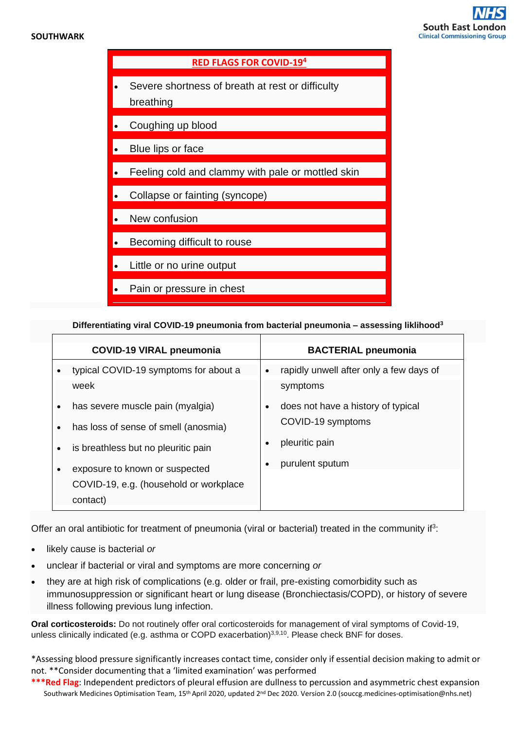## RED FLAGS FOR COVID-19[4]

- Severe shortness of breath at rest or difficulty breathing
- Coughing up blood
- Blue lips or face
- Feeling cold and clammy with pale or mottled skin
- Collapse or fainting (syncope)
- New confusion
- Becoming difficult to rouse
- Little or no urine output
- Pain or pressure in chest

**Differentiating viral COVID-19 pneumonia from bacterial pneumonia – assessing liklihood[3]**

| COVID-19 VIRAL pneumonia | BACTERIAL pneumonia |
|---|---|
| • typical COVID-19 symptoms for about a week<br>• has severe muscle pain (myalgia)<br>• has loss of sense of smell (anosmia)<br>• is breathless but no pleuritic pain<br>• exposure to known or suspected COVID-19, e.g. (household or workplace contact) | • rapidly unwell after only a few days of symptoms<br>• does not have a history of typical COVID-19 symptoms<br>• pleuritic pain<br>• purulent sputum |

Offer an oral antibiotic for treatment of pneumonia (viral or bacterial) treated in the community if[3]:

- likely cause is bacterial *or*
- unclear if bacterial or viral and symptoms are more concerning *or*
- they are at high risk of complications (e.g. older or frail, pre-existing comorbidity such as immunosuppression or significant heart or lung disease (Bronchiectasis/COPD), or history of severe illness following previous lung infection.

**Oral corticosteroids:** Do not routinely offer oral corticosteroids for management of viral symptoms of Covid-19, unless clinically indicated (e.g. asthma or COPD exacerbation)[3,9,10]. Please check BNF for doses.

*Assessing blood pressure significantly increases contact time, consider only if essential decision making to admit or not. **Consider documenting that a 'limited examination' was performed

***Red Flag: Independent predictors of pleural effusion are dullness to percussion and asymmetric chest expansion

Southwark Medicines Optimisation Team, 15th April 2020, updated 2nd Dec 2020. Version 2.0 (souccg.medicines-optimisation@nhs.net)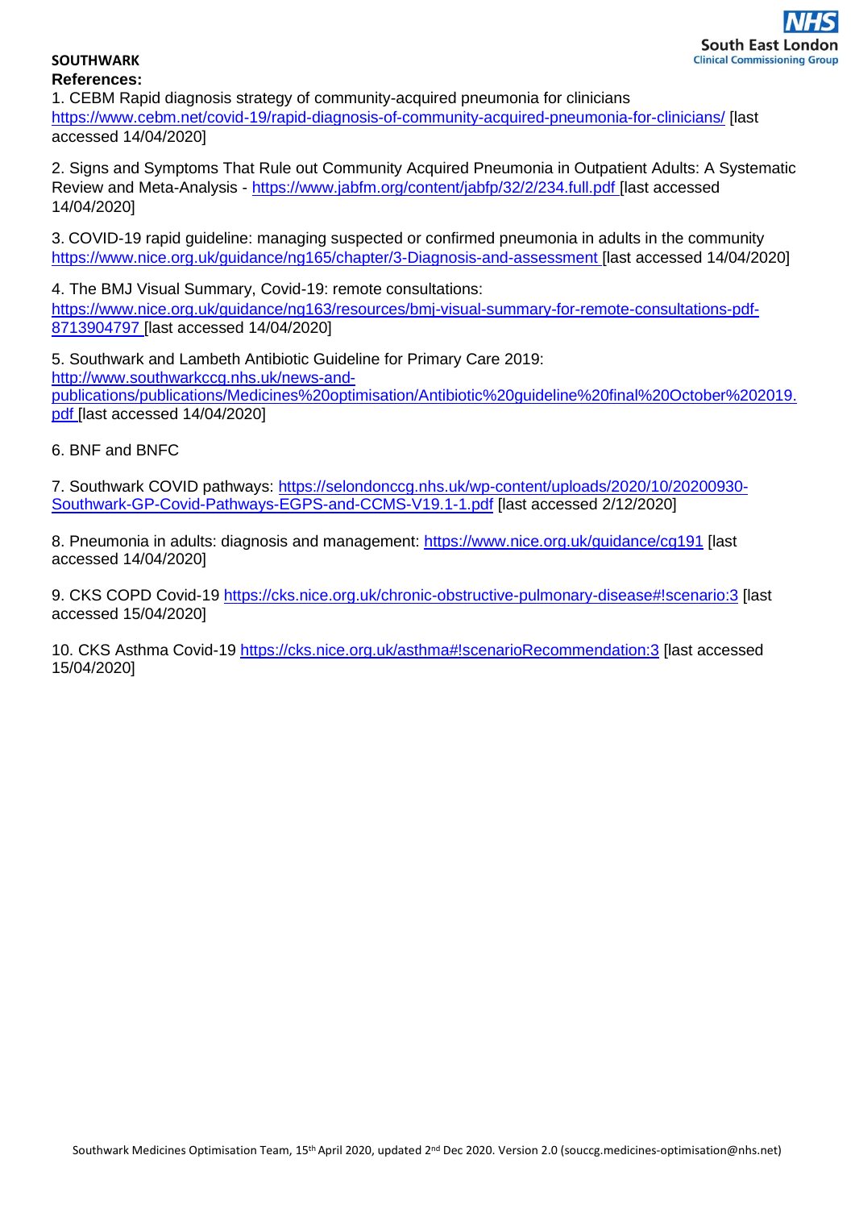**SOUTHWARK**

**References:**

1. CEBM Rapid diagnosis strategy of community-acquired pneumonia for clinicians https://www.cebm.net/covid-19/rapid-diagnosis-of-community-acquired-pneumonia-for-clinicians/ [last accessed 14/04/2020]

2. Signs and Symptoms That Rule out Community Acquired Pneumonia in Outpatient Adults: A Systematic Review and Meta-Analysis - https://www.jabfm.org/content/jabfp/32/2/234.full.pdf [last accessed 14/04/2020]

3. COVID-19 rapid guideline: managing suspected or confirmed pneumonia in adults in the community https://www.nice.org.uk/guidance/ng165/chapter/3-Diagnosis-and-assessment [last accessed 14/04/2020]

4. The BMJ Visual Summary, Covid-19: remote consultations: https://www.nice.org.uk/guidance/ng163/resources/bmj-visual-summary-for-remote-consultations-pdf-8713904797 [last accessed 14/04/2020]

5. Southwark and Lambeth Antibiotic Guideline for Primary Care 2019: http://www.southwarkccg.nhs.uk/news-and-publications/publications/Medicines%20optimisation/Antibiotic%20guideline%20final%20October%202019.pdf [last accessed 14/04/2020]

6. BNF and BNFC

7. Southwark COVID pathways: https://selondonccg.nhs.uk/wp-content/uploads/2020/10/20200930-Southwark-GP-Covid-Pathways-EGPS-and-CCMS-V19.1-1.pdf [last accessed 2/12/2020]

8. Pneumonia in adults: diagnosis and management: https://www.nice.org.uk/guidance/cg191 [last accessed 14/04/2020]

9. CKS COPD Covid-19 https://cks.nice.org.uk/chronic-obstructive-pulmonary-disease#!scenario:3 [last accessed 15/04/2020]

10. CKS Asthma Covid-19 https://cks.nice.org.uk/asthma#!scenarioRecommendation:3 [last accessed 15/04/2020]